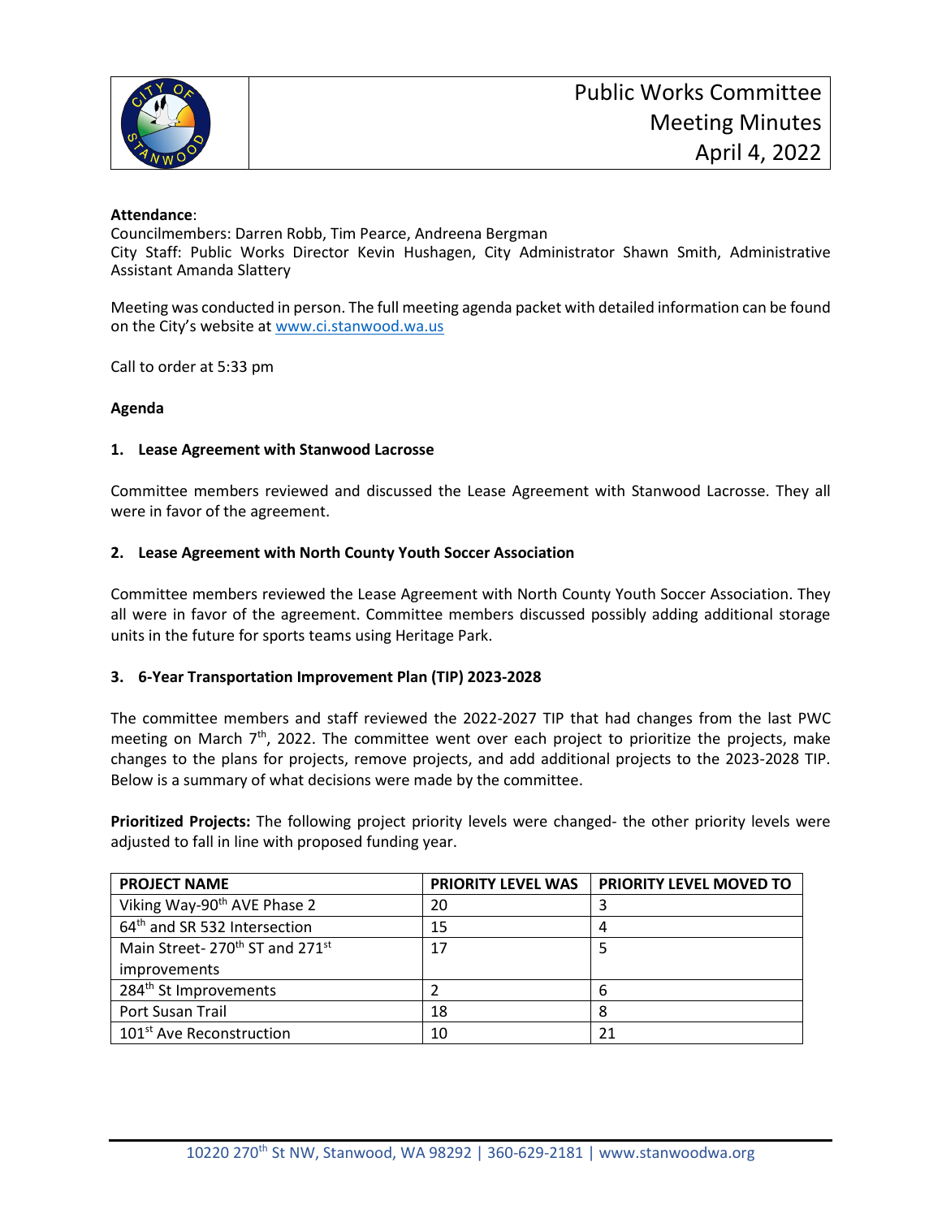# Public Works Committee Meeting Minutes April 4, 2022

**Attendance**:
Councilmembers: Darren Robb, Tim Pearce, Andreena Bergman
City Staff: Public Works Director Kevin Hushagen, City Administrator Shawn Smith, Administrative Assistant Amanda Slattery

Meeting was conducted in person. The full meeting agenda packet with detailed information can be found on the City's website at www.ci.stanwood.wa.us

Call to order at 5:33 pm

**Agenda**

**1. Lease Agreement with Stanwood Lacrosse**

Committee members reviewed and discussed the Lease Agreement with Stanwood Lacrosse. They all were in favor of the agreement.

**2. Lease Agreement with North County Youth Soccer Association**

Committee members reviewed the Lease Agreement with North County Youth Soccer Association. They all were in favor of the agreement. Committee members discussed possibly adding additional storage units in the future for sports teams using Heritage Park.

**3. 6-Year Transportation Improvement Plan (TIP) 2023-2028**

The committee members and staff reviewed the 2022-2027 TIP that had changes from the last PWC meeting on March 7th, 2022. The committee went over each project to prioritize the projects, make changes to the plans for projects, remove projects, and add additional projects to the 2023-2028 TIP. Below is a summary of what decisions were made by the committee.

**Prioritized Projects:** The following project priority levels were changed- the other priority levels were adjusted to fall in line with proposed funding year.

| PROJECT NAME | PRIORITY LEVEL WAS | PRIORITY LEVEL MOVED TO |
|---|---|---|
| Viking Way-90th AVE Phase 2 | 20 | 3 |
| 64th and SR 532 Intersection | 15 | 4 |
| Main Street- 270th ST and 271st improvements | 17 | 5 |
| 284th St Improvements | 2 | 6 |
| Port Susan Trail | 18 | 8 |
| 101st Ave Reconstruction | 10 | 21 |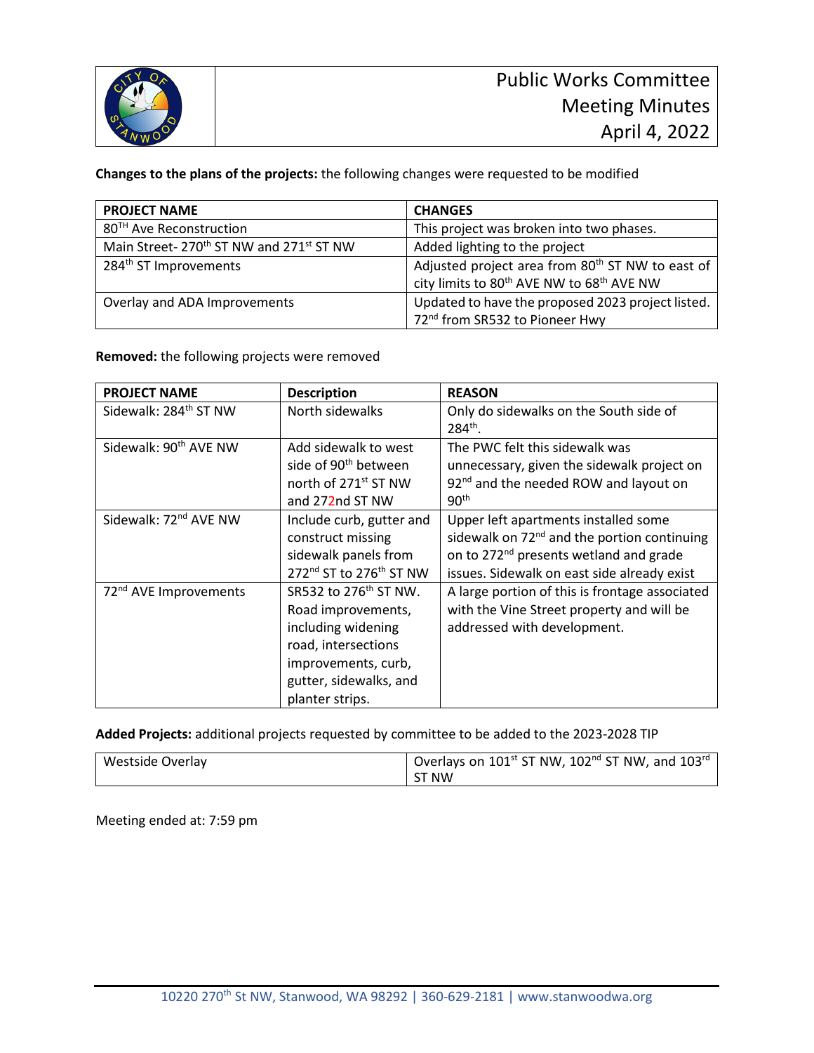**Changes to the plans of the projects:** the following changes were requested to be modified

| PROJECT NAME | CHANGES |
|---|---|
| 80$^{TH}$ Ave Reconstruction | This project was broken into two phases. |
| Main Street- 270$^{th}$ ST NW and 271$^{st}$ ST NW | Added lighting to the project |
| 284$^{th}$ ST Improvements | Adjusted project area from 80$^{th}$ ST NW to east of city limits to 80$^{th}$ AVE NW to 68$^{th}$ AVE NW |
| Overlay and ADA Improvements | Updated to have the proposed 2023 project listed. 72$^{nd}$ from SR532 to Pioneer Hwy |

**Removed:** the following projects were removed

| PROJECT NAME | Description | REASON |
|---|---|---|
| Sidewalk: 284$^{th}$ ST NW | North sidewalks | Only do sidewalks on the South side of 284$^{th}$. |
| Sidewalk: 90$^{th}$ AVE NW | Add sidewalk to west side of 90$^{th}$ between north of 271$^{st}$ ST NW and 272nd ST NW | The PWC felt this sidewalk was unnecessary, given the sidewalk project on 92$^{nd}$ and the needed ROW and layout on 90$^{th}$ |
| Sidewalk: 72$^{nd}$ AVE NW | Include curb, gutter and construct missing sidewalk panels from 272$^{nd}$ ST to 276$^{th}$ ST NW | Upper left apartments installed some sidewalk on 72$^{nd}$ and the portion continuing on to 272$^{nd}$ presents wetland and grade issues. Sidewalk on east side already exist |
| 72$^{nd}$ AVE Improvements | SR532 to 276$^{th}$ ST NW. Road improvements, including widening road, intersections improvements, curb, gutter, sidewalks, and planter strips. | A large portion of this is frontage associated with the Vine Street property and will be addressed with development. |

**Added Projects:** additional projects requested by committee to be added to the 2023-2028 TIP

| | |
|---|---|
| Westside Overlay | Overlays on 101$^{st}$ ST NW, 102$^{nd}$ ST NW, and 103$^{rd}$ ST NW |

Meeting ended at: 7:59 pm